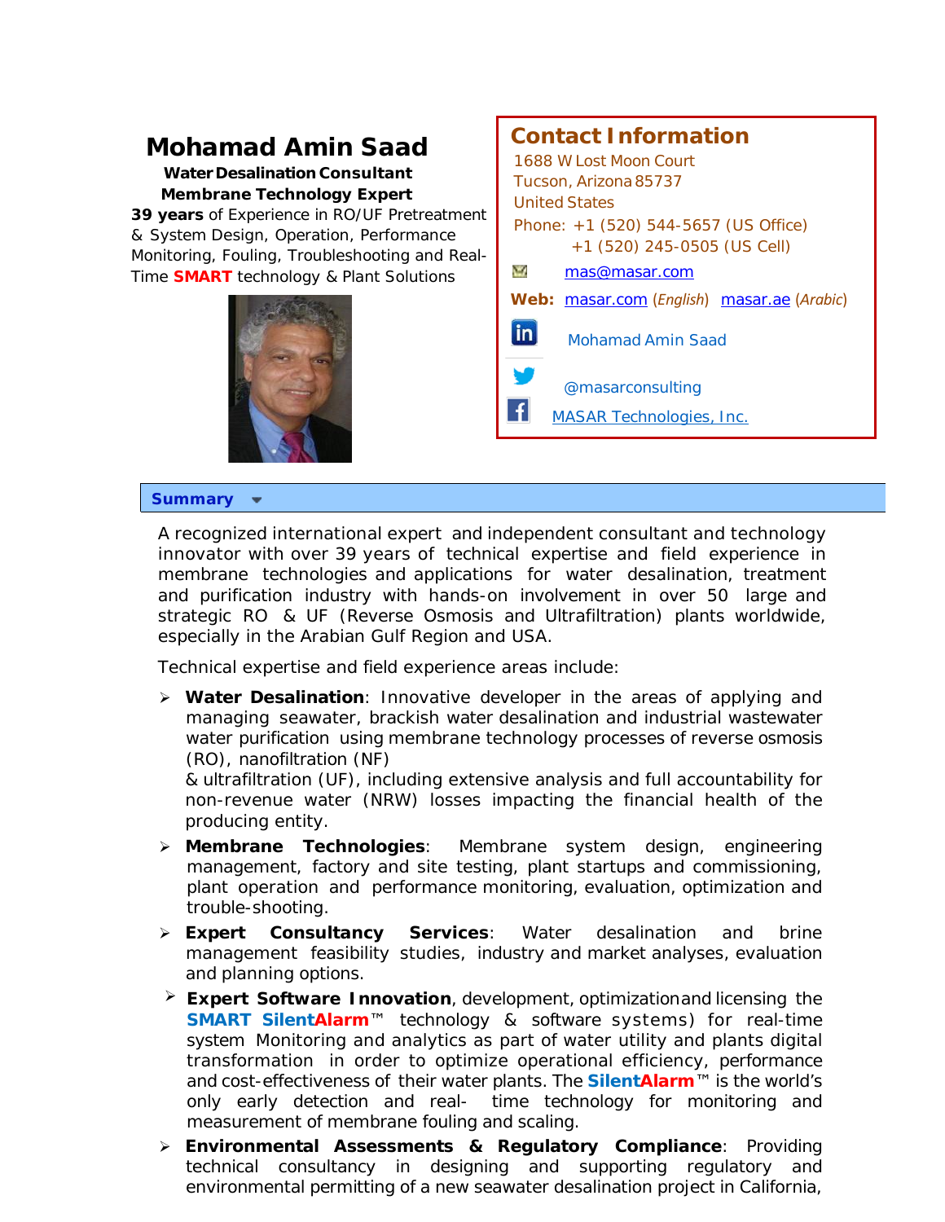# Mohamad Amin Saad

**Water Desalination Consultant**
**Membrane Technology Expert**

**39 years** of Experience in RO/UF Pretreatment & System Design, Operation, Performance Monitoring, Fouling, Troubleshooting and Real-Time **SMART** technology & Plant Solutions

## Contact Information

1688 W Lost Moon Court
Tucson, Arizona 85737
United States
Phone: +1 (520) 544-5657 (US Office)
+1 (520) 245-0505 (US Cell)

mas@masar.com

**Web:** masar.com (*English*) masar.ae (*Arabic*)

Mohamad Amin Saad

@masarconsulting

MASAR Technologies, Inc.

## Summary

A recognized international expert and independent consultant and technology innovator with over 39 years of technical expertise and field experience in membrane technologies and applications for water desalination, treatment and purification industry with hands-on involvement in over 50 large and strategic RO & UF (Reverse Osmosis and Ultrafiltration) plants worldwide, especially in the Arabian Gulf Region and USA.

Technical expertise and field experience areas include:

- **Water Desalination**: Innovative developer in the areas of applying and managing seawater, brackish water desalination and industrial wastewater water purification using membrane technology processes of reverse osmosis (RO), nanofiltration (NF) & ultrafiltration (UF), including extensive analysis and full accountability for non-revenue water (NRW) losses impacting the financial health of the producing entity.
- **Membrane Technologies**: Membrane system design, engineering management, factory and site testing, plant startups and commissioning, plant operation and performance monitoring, evaluation, optimization and trouble-shooting.
- **Expert Consultancy Services**: Water desalination and brine management feasibility studies, industry and market analyses, evaluation and planning options.
- **Expert Software Innovation**, development, optimization and licensing the **SMART SilentAlarm**™ technology & software systems) for real-time system Monitoring and analytics as part of water utility and plants digital transformation in order to optimize operational efficiency, performance and cost-effectiveness of their water plants. The **SilentAlarm**™ is the world's only early detection and real- time technology for monitoring and measurement of membrane fouling and scaling.
- **Environmental Assessments & Regulatory Compliance**: Providing technical consultancy in designing and supporting regulatory and environmental permitting of a new seawater desalination project in California,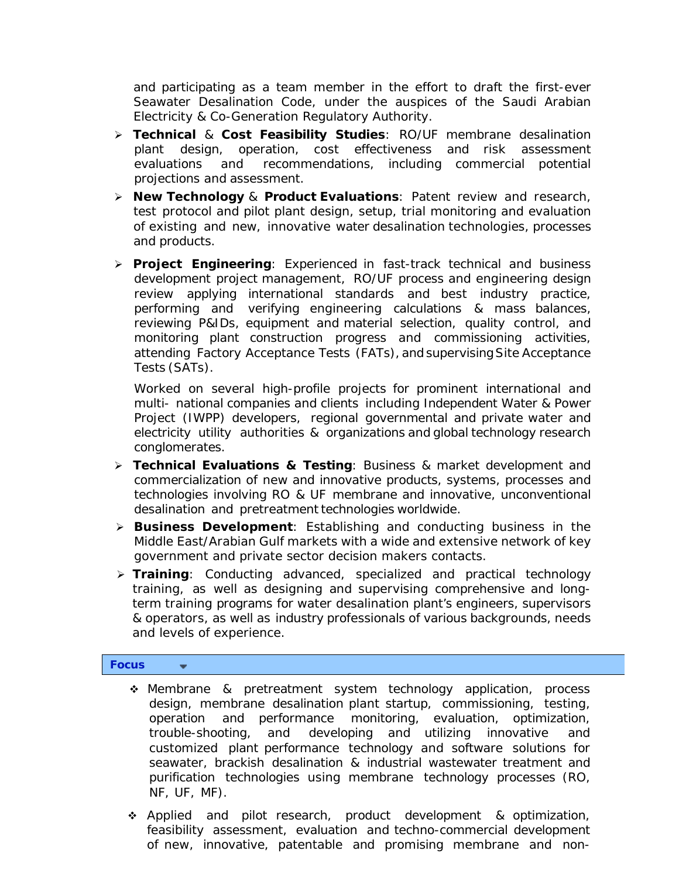and participating as a team member in the effort to draft the first-ever Seawater Desalination Code, under the auspices of the Saudi Arabian Electricity & Co-Generation Regulatory Authority.

- **Technical** & **Cost Feasibility Studies**: RO/UF membrane desalination plant design, operation, cost effectiveness and risk assessment evaluations and recommendations, including commercial potential projections and assessment.
- **New Technology** & **Product Evaluations**: Patent review and research, test protocol and pilot plant design, setup, trial monitoring and evaluation of existing and new, innovative water desalination technologies, processes and products.
- **Project Engineering**: Experienced in fast-track technical and business development project management, RO/UF process and engineering design review applying international standards and best industry practice, performing and verifying engineering calculations & mass balances, reviewing P&IDs, equipment and material selection, quality control, and monitoring plant construction progress and commissioning activities, attending Factory Acceptance Tests (FATs), and supervising Site Acceptance Tests (SATs).

  Worked on several high-profile projects for prominent international and multi- national companies and clients including Independent Water & Power Project (IWPP) developers, regional governmental and private water and electricity utility authorities & organizations and global technology research conglomerates.
- **Technical Evaluations & Testing**: Business & market development and commercialization of new and innovative products, systems, processes and technologies involving RO & UF membrane and innovative, unconventional desalination and pretreatment technologies worldwide.
- **Business Development**: Establishing and conducting business in the Middle East/Arabian Gulf markets with a wide and extensive network of key government and private sector decision makers contacts.
- **Training**: Conducting advanced, specialized and practical technology training, as well as designing and supervising comprehensive and long-term training programs for water desalination plant's engineers, supervisors & operators, as well as industry professionals of various backgrounds, needs and levels of experience.

## Focus

- Membrane & pretreatment system technology application, process design, membrane desalination plant startup, commissioning, testing, operation and performance monitoring, evaluation, optimization, trouble-shooting, and developing and utilizing innovative and customized plant performance technology and software solutions for seawater, brackish desalination & industrial wastewater treatment and purification technologies using membrane technology processes (RO, NF, UF, MF).
- Applied and pilot research, product development & optimization, feasibility assessment, evaluation and techno-commercial development of new, innovative, patentable and promising membrane and non-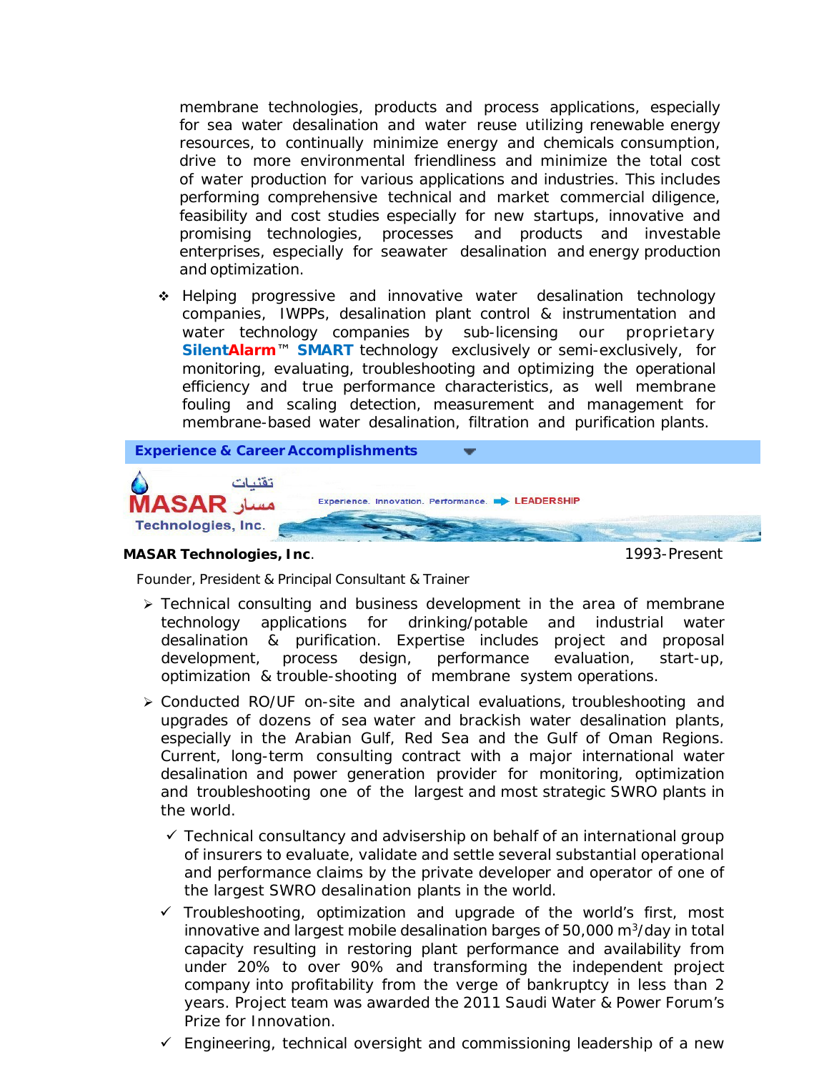membrane technologies, products and process applications, especially for sea water desalination and water reuse utilizing renewable energy resources, to continually minimize energy and chemicals consumption, drive to more environmental friendliness and minimize the total cost of water production for various applications and industries. This includes performing comprehensive technical and market commercial diligence, feasibility and cost studies especially for new startups, innovative and promising technologies, processes and products and investable enterprises, especially for seawater desalination and energy production and optimization.

- Helping progressive and innovative water desalination technology companies, IWPPs, desalination plant control & instrumentation and water technology companies by sub-licensing our proprietary **SilentAlarm**™ **SMART** technology exclusively or semi-exclusively, for monitoring, evaluating, troubleshooting and optimizing the operational efficiency and true performance characteristics, as well membrane fouling and scaling detection, measurement and management for membrane-based water desalination, filtration and purification plants.

## Experience & Career Accomplishments

تقنيات مسار MASAR Technologies, Inc. — Experience. Innovation. Performance. LEADERSHIP

**MASAR Technologies, Inc.** 1993-Present

Founder, President & Principal Consultant & Trainer

- Technical consulting and business development in the area of membrane technology applications for drinking/potable and industrial water desalination & purification. Expertise includes project and proposal development, process design, performance evaluation, start-up, optimization & trouble-shooting of membrane system operations.
- Conducted RO/UF on-site and analytical evaluations, troubleshooting and upgrades of dozens of sea water and brackish water desalination plants, especially in the Arabian Gulf, Red Sea and the Gulf of Oman Regions. Current, long-term consulting contract with a major international water desalination and power generation provider for monitoring, optimization and troubleshooting one of the largest and most strategic SWRO plants in the world.
  - ✓ Technical consultancy and advisership on behalf of an international group of insurers to evaluate, validate and settle several substantial operational and performance claims by the private developer and operator of one of the largest SWRO desalination plants in the world.
  - ✓ Troubleshooting, optimization and upgrade of the world's first, most innovative and largest mobile desalination barges of 50,000 $m^3$/day in total capacity resulting in restoring plant performance and availability from under 20% to over 90% and transforming the independent project company into profitability from the verge of bankruptcy in less than 2 years. Project team was awarded the 2011 Saudi Water & Power Forum's Prize for Innovation.
  - ✓ Engineering, technical oversight and commissioning leadership of a new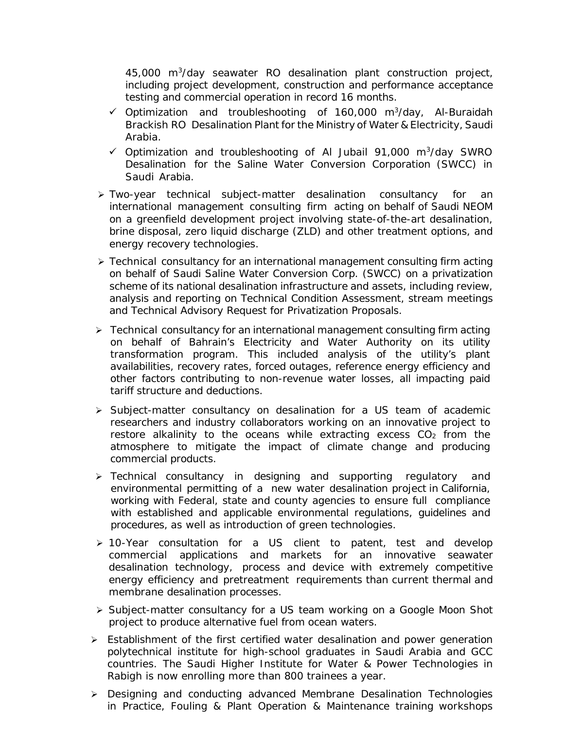45,000 $m^3$/day seawater RO desalination plant construction project, including project development, construction and performance acceptance testing and commercial operation in record 16 months.

- ✓ Optimization and troubleshooting of 160,000 $m^3$/day, Al-Buraidah Brackish RO Desalination Plant for the Ministry of Water & Electricity, Saudi Arabia.
- ✓ Optimization and troubleshooting of Al Jubail 91,000 $m^3$/day SWRO Desalination for the Saline Water Conversion Corporation (SWCC) in Saudi Arabia.

- Two-year technical subject-matter desalination consultancy for an international management consulting firm acting on behalf of Saudi NEOM on a greenfield development project involving state-of-the-art desalination, brine disposal, zero liquid discharge (ZLD) and other treatment options, and energy recovery technologies.
- Technical consultancy for an international management consulting firm acting on behalf of Saudi Saline Water Conversion Corp. (SWCC) on a privatization scheme of its national desalination infrastructure and assets, including review, analysis and reporting on Technical Condition Assessment, stream meetings and Technical Advisory Request for Privatization Proposals.
- Technical consultancy for an international management consulting firm acting on behalf of Bahrain's Electricity and Water Authority on its utility transformation program. This included analysis of the utility's plant availabilities, recovery rates, forced outages, reference energy efficiency and other factors contributing to non-revenue water losses, all impacting paid tariff structure and deductions.
- Subject-matter consultancy on desalination for a US team of academic researchers and industry collaborators working on an innovative project to restore alkalinity to the oceans while extracting excess $CO_2$ from the atmosphere to mitigate the impact of climate change and producing commercial products.
- Technical consultancy in designing and supporting regulatory and environmental permitting of a new water desalination project in California, working with Federal, state and county agencies to ensure full compliance with established and applicable environmental regulations, guidelines and procedures, as well as introduction of green technologies.
- 10-Year consultation for a US client to patent, test and develop commercial applications and markets for an innovative seawater desalination technology, process and device with extremely competitive energy efficiency and pretreatment requirements than current thermal and membrane desalination processes.
- Subject-matter consultancy for a US team working on a Google Moon Shot project to produce alternative fuel from ocean waters.
- Establishment of the first certified water desalination and power generation polytechnical institute for high-school graduates in Saudi Arabia and GCC countries. The Saudi Higher Institute for Water & Power Technologies in Rabigh is now enrolling more than 800 trainees a year.
- Designing and conducting advanced Membrane Desalination Technologies in Practice, Fouling & Plant Operation & Maintenance training workshops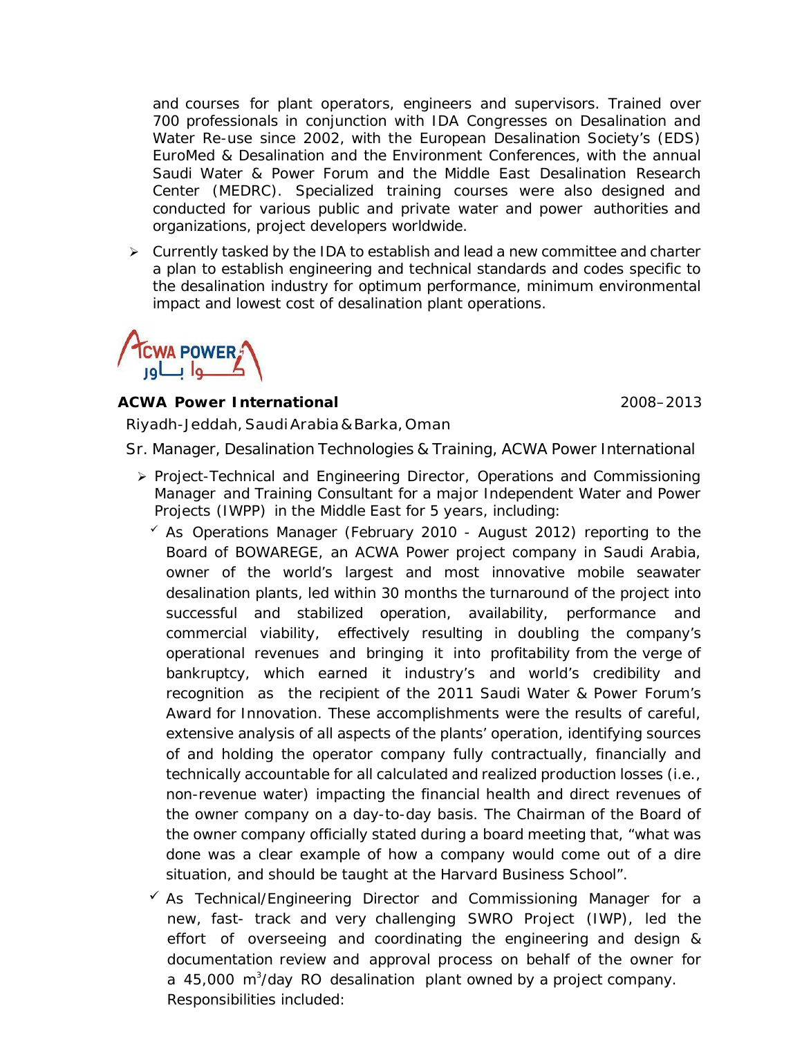and courses for plant operators, engineers and supervisors. Trained over 700 professionals in conjunction with IDA Congresses on Desalination and Water Re-use since 2002, with the European Desalination Society's (EDS) EuroMed & Desalination and the Environment Conferences, with the annual Saudi Water & Power Forum and the Middle East Desalination Research Center (MEDRC). Specialized training courses were also designed and conducted for various public and private water and power authorities and organizations, project developers worldwide.

- Currently tasked by the IDA to establish and lead a new committee and charter a plan to establish engineering and technical standards and codes specific to the desalination industry for optimum performance, minimum environmental impact and lowest cost of desalination plant operations.

**ACWA Power International** 2008–2013

Riyadh-Jeddah, Saudi Arabia & Barka, Oman

Sr. Manager, Desalination Technologies & Training, ACWA Power International

- Project-Technical and Engineering Director, Operations and Commissioning Manager and Training Consultant for a major Independent Water and Power Projects (IWPP) in the Middle East for 5 years, including:
  - ✓ As Operations Manager (February 2010 - August 2012) reporting to the Board of BOWAREGE, an ACWA Power project company in Saudi Arabia, owner of the world's largest and most innovative mobile seawater desalination plants, led within 30 months the turnaround of the project into successful and stabilized operation, availability, performance and commercial viability, effectively resulting in doubling the company's operational revenues and bringing it into profitability from the verge of bankruptcy, which earned it industry's and world's credibility and recognition as the recipient of the 2011 Saudi Water & Power Forum's Award for Innovation. These accomplishments were the results of careful, extensive analysis of all aspects of the plants' operation, identifying sources of and holding the operator company fully contractually, financially and technically accountable for all calculated and realized production losses (i.e., non-revenue water) impacting the financial health and direct revenues of the owner company on a day-to-day basis. The Chairman of the Board of the owner company officially stated during a board meeting that, "what was done was a clear example of how a company would come out of a dire situation, and should be taught at the Harvard Business School".
  - ✓ As Technical/Engineering Director and Commissioning Manager for a new, fast- track and very challenging SWRO Project (IWP), led the effort of overseeing and coordinating the engineering and design & documentation review and approval process on behalf of the owner for a 45,000 $m^3$/day RO desalination plant owned by a project company. Responsibilities included: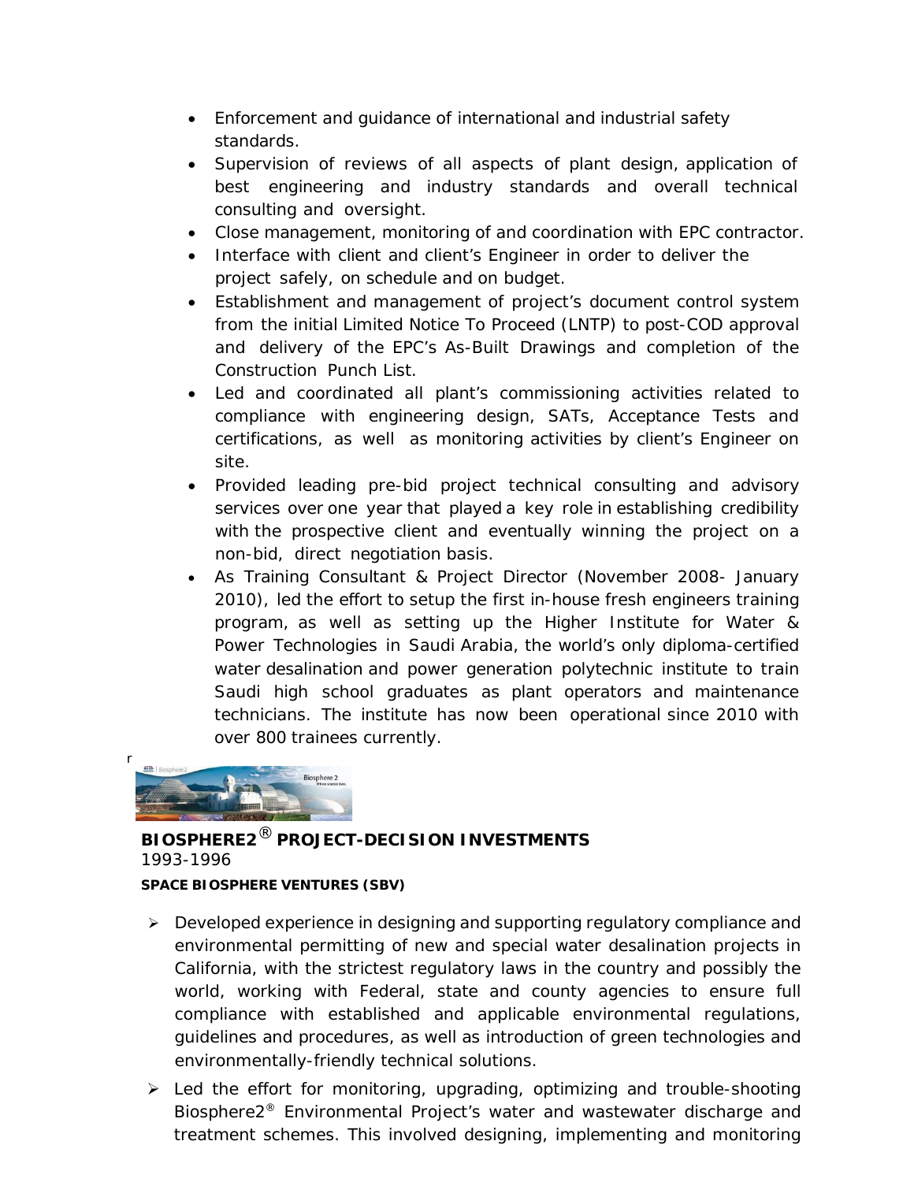- Enforcement and guidance of international and industrial safety standards.
- Supervision of reviews of all aspects of plant design, application of best engineering and industry standards and overall technical consulting and oversight.
- Close management, monitoring of and coordination with EPC contractor.
- Interface with client and client's Engineer in order to deliver the project safely, on schedule and on budget.
- Establishment and management of project's document control system from the initial Limited Notice To Proceed (LNTP) to post-COD approval and delivery of the EPC's As-Built Drawings and completion of the Construction Punch List.
- Led and coordinated all plant's commissioning activities related to compliance with engineering design, SATs, Acceptance Tests and certifications, as well as monitoring activities by client's Engineer on site.
- Provided leading pre-bid project technical consulting and advisory services over one year that played a key role in establishing credibility with the prospective client and eventually winning the project on a non-bid, direct negotiation basis.
- As Training Consultant & Project Director (November 2008- January 2010), led the effort to setup the first in-house fresh engineers training program, as well as setting up the Higher Institute for Water & Power Technologies in Saudi Arabia, the world's only diploma-certified water desalination and power generation polytechnic institute to train Saudi high school graduates as plant operators and maintenance technicians. The institute has now been operational since 2010 with over 800 trainees currently.

**BIOSPHERE2® PROJECT-DECISION INVESTMENTS**
1993-1996

**SPACE BIOSPHERE VENTURES (SBV)**

- Developed experience in designing and supporting regulatory compliance and environmental permitting of new and special water desalination projects in California, with the strictest regulatory laws in the country and possibly the world, working with Federal, state and county agencies to ensure full compliance with established and applicable environmental regulations, guidelines and procedures, as well as introduction of green technologies and environmentally-friendly technical solutions.
- Led the effort for monitoring, upgrading, optimizing and trouble-shooting Biosphere2® Environmental Project's water and wastewater discharge and treatment schemes. This involved designing, implementing and monitoring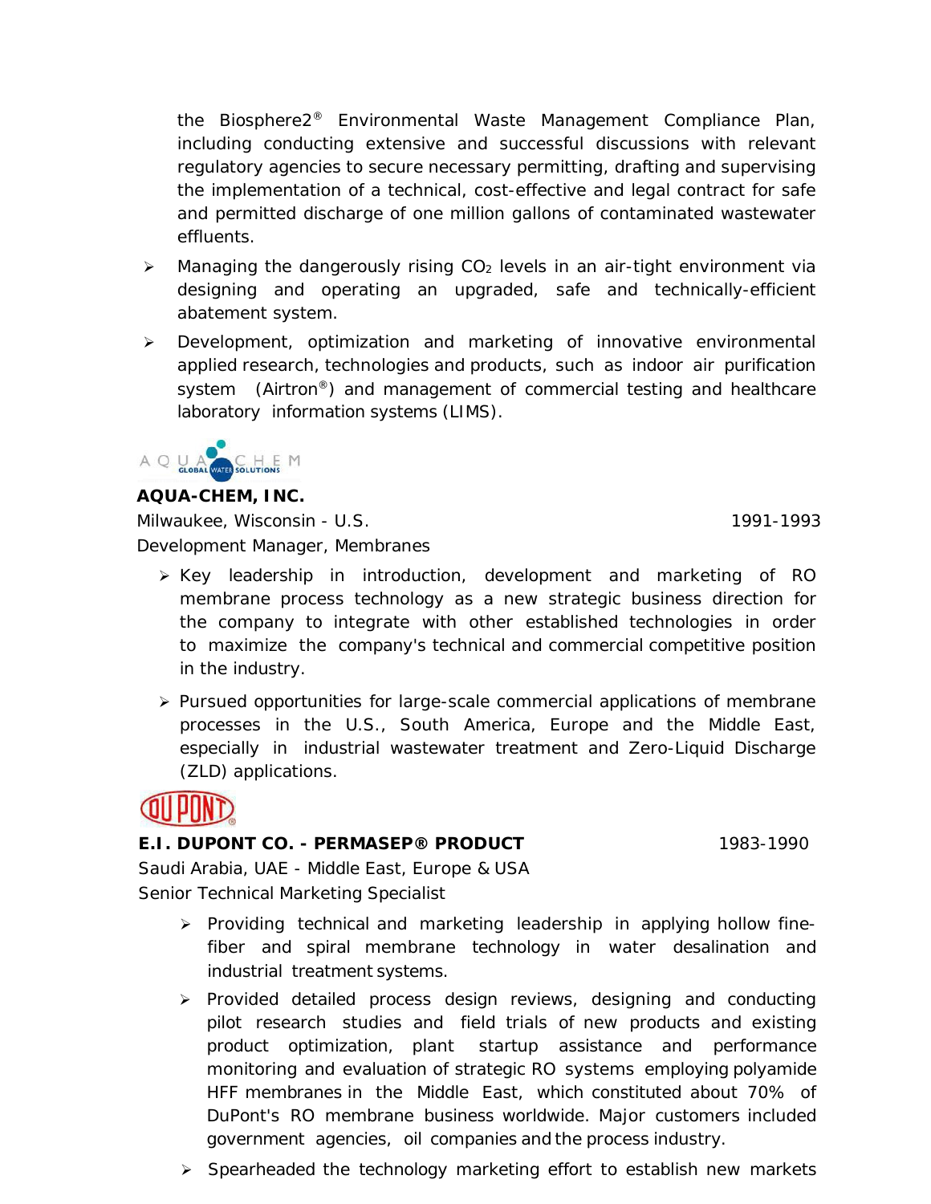the Biosphere2® Environmental Waste Management Compliance Plan, including conducting extensive and successful discussions with relevant regulatory agencies to secure necessary permitting, drafting and supervising the implementation of a technical, cost-effective and legal contract for safe and permitted discharge of one million gallons of contaminated wastewater effluents.

- Managing the dangerously rising $CO_2$ levels in an air-tight environment via designing and operating an upgraded, safe and technically-efficient abatement system.
- Development, optimization and marketing of innovative environmental applied research, technologies and products, such as indoor air purification system (Airtron®) and management of commercial testing and healthcare laboratory information systems (LIMS).

**AQUA-CHEM, INC.**

Milwaukee, Wisconsin - U.S. 1991-1993

Development Manager, Membranes

- Key leadership in introduction, development and marketing of RO membrane process technology as a new strategic business direction for the company to integrate with other established technologies in order to maximize the company's technical and commercial competitive position in the industry.
- Pursued opportunities for large-scale commercial applications of membrane processes in the U.S., South America, Europe and the Middle East, especially in industrial wastewater treatment and Zero-Liquid Discharge (ZLD) applications.

**E.I. DUPONT CO. - PERMASEP® PRODUCT** 1983-1990

Saudi Arabia, UAE - Middle East, Europe & USA

Senior Technical Marketing Specialist

- Providing technical and marketing leadership in applying hollow fine-fiber and spiral membrane technology in water desalination and industrial treatment systems.
- Provided detailed process design reviews, designing and conducting pilot research studies and field trials of new products and existing product optimization, plant startup assistance and performance monitoring and evaluation of strategic RO systems employing polyamide HFF membranes in the Middle East, which constituted about 70% of DuPont's RO membrane business worldwide. Major customers included government agencies, oil companies and the process industry.
- Spearheaded the technology marketing effort to establish new markets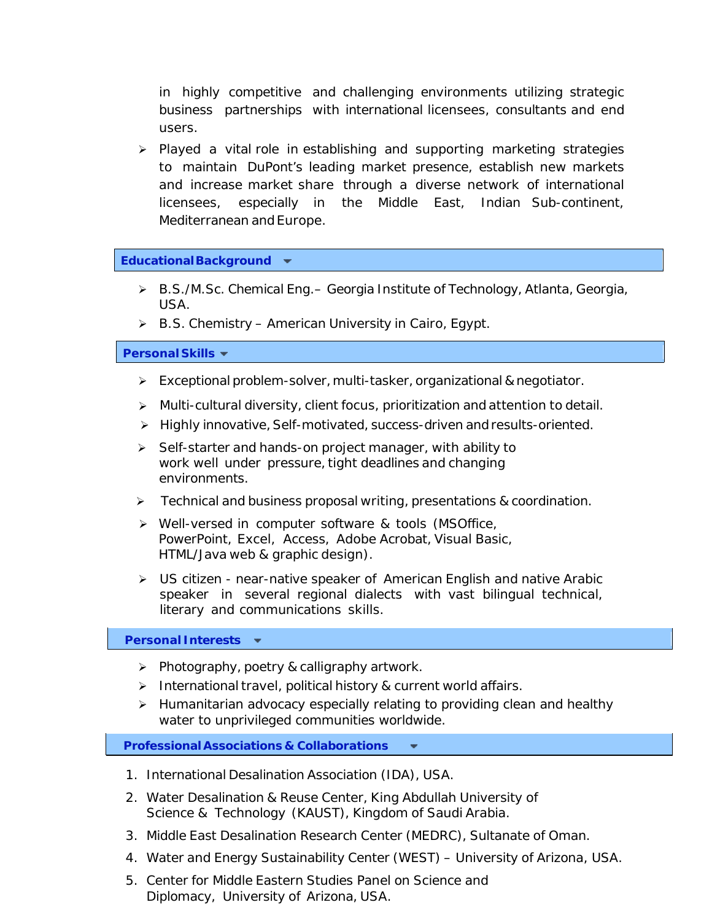in highly competitive and challenging environments utilizing strategic business partnerships with international licensees, consultants and end users.

- Played a vital role in establishing and supporting marketing strategies to maintain DuPont's leading market presence, establish new markets and increase market share through a diverse network of international licensees, especially in the Middle East, Indian Sub-continent, Mediterranean and Europe.

## Educational Background

- B.S./M.Sc. Chemical Eng.– Georgia Institute of Technology, Atlanta, Georgia, USA.
- B.S. Chemistry – American University in Cairo, Egypt.

## Personal Skills

- Exceptional problem-solver, multi-tasker, organizational & negotiator.
- Multi-cultural diversity, client focus, prioritization and attention to detail.
- Highly innovative, Self-motivated, success-driven and results-oriented.
- Self-starter and hands-on project manager, with ability to work well under pressure, tight deadlines and changing environments.
- Technical and business proposal writing, presentations & coordination.
- Well-versed in computer software & tools (MSOffice, PowerPoint, Excel, Access, Adobe Acrobat, Visual Basic, HTML/Java web & graphic design).
- US citizen - near-native speaker of American English and native Arabic speaker in several regional dialects with vast bilingual technical, literary and communications skills.

## Personal Interests

- Photography, poetry & calligraphy artwork.
- International travel, political history & current world affairs.
- Humanitarian advocacy especially relating to providing clean and healthy water to unprivileged communities worldwide.

## Professional Associations & Collaborations

1. International Desalination Association (IDA), USA.
2. Water Desalination & Reuse Center, King Abdullah University of Science & Technology (KAUST), Kingdom of Saudi Arabia.
3. Middle East Desalination Research Center (MEDRC), Sultanate of Oman.
4. Water and Energy Sustainability Center (WEST) – University of Arizona, USA.
5. Center for Middle Eastern Studies Panel on Science and Diplomacy, University of Arizona, USA.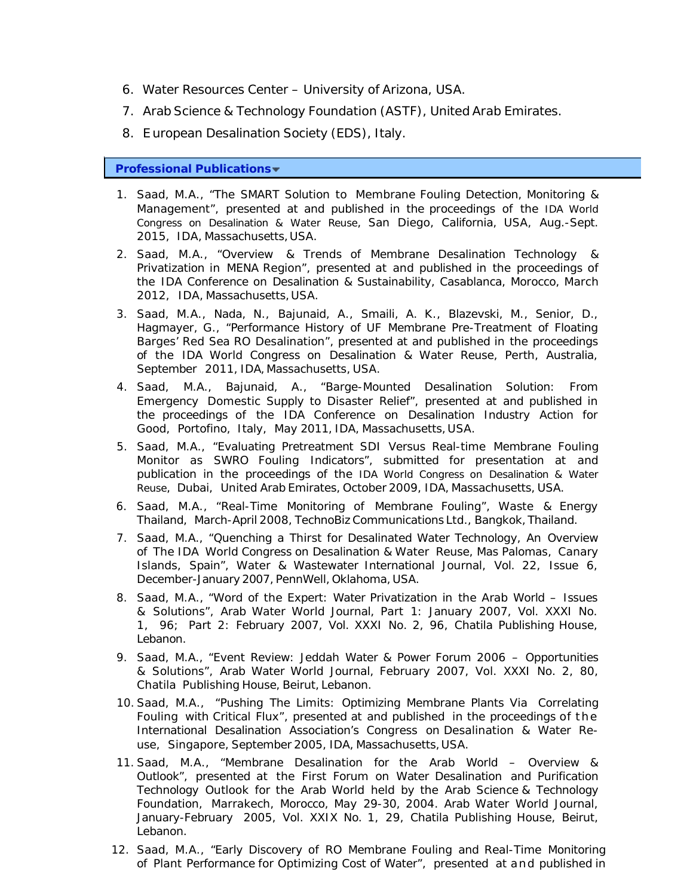6. Water Resources Center – University of Arizona, USA.
7. Arab Science & Technology Foundation (ASTF), United Arab Emirates.
8. European Desalination Society (EDS), Italy.

## Professional Publications

1. Saad, M.A., "The SMART Solution to Membrane Fouling Detection, Monitoring & Management", presented at and published in the proceedings of the IDA World Congress on Desalination & Water Reuse, San Diego, California, USA, Aug.-Sept. 2015, IDA, Massachusetts, USA.
2. Saad, M.A., "Overview & Trends of Membrane Desalination Technology & Privatization in MENA Region", presented at and published in the proceedings of the IDA Conference on Desalination & Sustainability, Casablanca, Morocco, March 2012, IDA, Massachusetts, USA.
3. Saad, M.A., Nada, N., Bajunaid, A., Smaili, A. K., Blazevski, M., Senior, D., Hagmayer, G., "Performance History of UF Membrane Pre-Treatment of Floating Barges' Red Sea RO Desalination", presented at and published in the proceedings of the IDA World Congress on Desalination & Water Reuse, Perth, Australia, September 2011, IDA, Massachusetts, USA.
4. Saad, M.A., Bajunaid, A., "Barge-Mounted Desalination Solution: From Emergency Domestic Supply to Disaster Relief", presented at and published in the proceedings of the IDA Conference on Desalination Industry Action for Good, Portofino, Italy, May 2011, IDA, Massachusetts, USA.
5. Saad, M.A., "Evaluating Pretreatment SDI Versus Real-time Membrane Fouling Monitor as SWRO Fouling Indicators", submitted for presentation at and publication in the proceedings of the IDA World Congress on Desalination & Water Reuse, Dubai, United Arab Emirates, October 2009, IDA, Massachusetts, USA.
6. Saad, M.A., "Real-Time Monitoring of Membrane Fouling", Waste & Energy Thailand, March-April 2008, TechnoBiz Communications Ltd., Bangkok, Thailand.
7. Saad, M.A., "Quenching a Thirst for Desalinated Water Technology, An Overview of The IDA World Congress on Desalination & Water Reuse, Mas Palomas, Canary Islands, Spain", Water & Wastewater International Journal, Vol. 22, Issue 6, December-January 2007, PennWell, Oklahoma, USA.
8. Saad, M.A., "Word of the Expert: Water Privatization in the Arab World – Issues & Solutions", Arab Water World Journal, Part 1: January 2007, Vol. XXXI No. 1, 96; Part 2: February 2007, Vol. XXXI No. 2, 96, Chatila Publishing House, Lebanon.
9. Saad, M.A., "Event Review: Jeddah Water & Power Forum 2006 – Opportunities & Solutions", Arab Water World Journal, February 2007, Vol. XXXI No. 2, 80, Chatila Publishing House, Beirut, Lebanon.
10. Saad, M.A., "Pushing The Limits: Optimizing Membrane Plants Via Correlating Fouling with Critical Flux", presented at and published in the proceedings of the International Desalination Association's Congress on Desalination & Water Re-use, Singapore, September 2005, IDA, Massachusetts, USA.
11. Saad, M.A., "Membrane Desalination for the Arab World – Overview & Outlook", presented at the First Forum on Water Desalination and Purification Technology Outlook for the Arab World held by the Arab Science & Technology Foundation, Marrakech, Morocco, May 29-30, 2004. Arab Water World Journal, January-February 2005, Vol. XXIX No. 1, 29, Chatila Publishing House, Beirut, Lebanon.
12. Saad, M.A., "Early Discovery of RO Membrane Fouling and Real-Time Monitoring of Plant Performance for Optimizing Cost of Water", presented at and published in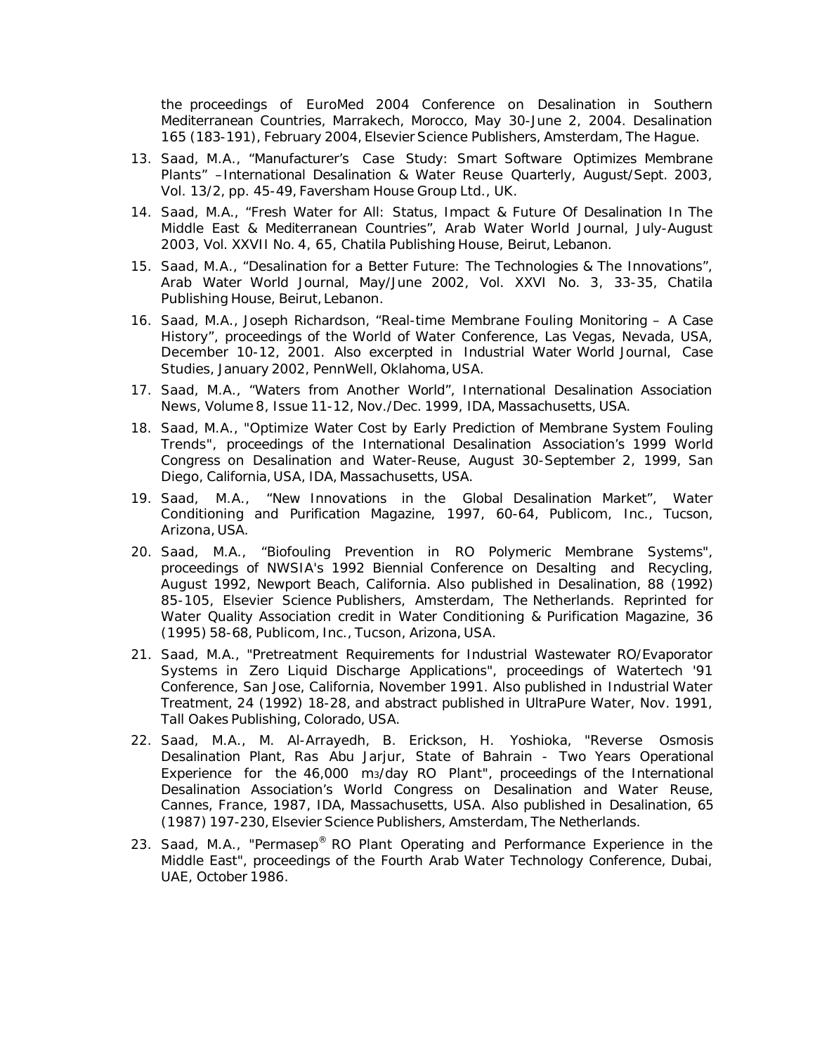the proceedings of EuroMed 2004 Conference on Desalination in Southern Mediterranean Countries, Marrakech, Morocco, May 30-June 2, 2004. Desalination 165 (183-191), February 2004, Elsevier Science Publishers, Amsterdam, The Hague.

13. Saad, M.A., "Manufacturer's Case Study: Smart Software Optimizes Membrane Plants" –International Desalination & Water Reuse Quarterly, August/Sept. 2003, Vol. 13/2, pp. 45-49, Faversham House Group Ltd., UK.
14. Saad, M.A., "Fresh Water for All: Status, Impact & Future Of Desalination In The Middle East & Mediterranean Countries", Arab Water World Journal, July-August 2003, Vol. XXVII No. 4, 65, Chatila Publishing House, Beirut, Lebanon.
15. Saad, M.A., "Desalination for a Better Future: The Technologies & The Innovations", Arab Water World Journal, May/June 2002, Vol. XXVI No. 3, 33-35, Chatila Publishing House, Beirut, Lebanon.
16. Saad, M.A., Joseph Richardson, "Real-time Membrane Fouling Monitoring – A Case History", proceedings of the World of Water Conference, Las Vegas, Nevada, USA, December 10-12, 2001. Also excerpted in Industrial Water World Journal, Case Studies, January 2002, PennWell, Oklahoma, USA.
17. Saad, M.A., "Waters from Another World", International Desalination Association News, Volume 8, Issue 11-12, Nov./Dec. 1999, IDA, Massachusetts, USA.
18. Saad, M.A., "Optimize Water Cost by Early Prediction of Membrane System Fouling Trends", proceedings of the International Desalination Association's 1999 World Congress on Desalination and Water-Reuse, August 30-September 2, 1999, San Diego, California, USA, IDA, Massachusetts, USA.
19. Saad, M.A., "New Innovations in the Global Desalination Market", Water Conditioning and Purification Magazine, 1997, 60-64, Publicom, Inc., Tucson, Arizona, USA.
20. Saad, M.A., "Biofouling Prevention in RO Polymeric Membrane Systems", proceedings of NWSIA's 1992 Biennial Conference on Desalting and Recycling, August 1992, Newport Beach, California. Also published in Desalination, 88 (1992) 85-105, Elsevier Science Publishers, Amsterdam, The Netherlands. Reprinted for Water Quality Association credit in Water Conditioning & Purification Magazine, 36 (1995) 58-68, Publicom, Inc., Tucson, Arizona, USA.
21. Saad, M.A., "Pretreatment Requirements for Industrial Wastewater RO/Evaporator Systems in Zero Liquid Discharge Applications", proceedings of Watertech '91 Conference, San Jose, California, November 1991. Also published in Industrial Water Treatment, 24 (1992) 18-28, and abstract published in UltraPure Water, Nov. 1991, Tall Oakes Publishing, Colorado, USA.
22. Saad, M.A., M. Al-Arrayedh, B. Erickson, H. Yoshioka, "Reverse Osmosis Desalination Plant, Ras Abu Jarjur, State of Bahrain - Two Years Operational Experience for the 46,000 $m^3$/day RO Plant", proceedings of the International Desalination Association's World Congress on Desalination and Water Reuse, Cannes, France, 1987, IDA, Massachusetts, USA. Also published in Desalination, 65 (1987) 197-230, Elsevier Science Publishers, Amsterdam, The Netherlands.
23. Saad, M.A., "Permasep® RO Plant Operating and Performance Experience in the Middle East", proceedings of the Fourth Arab Water Technology Conference, Dubai, UAE, October 1986.